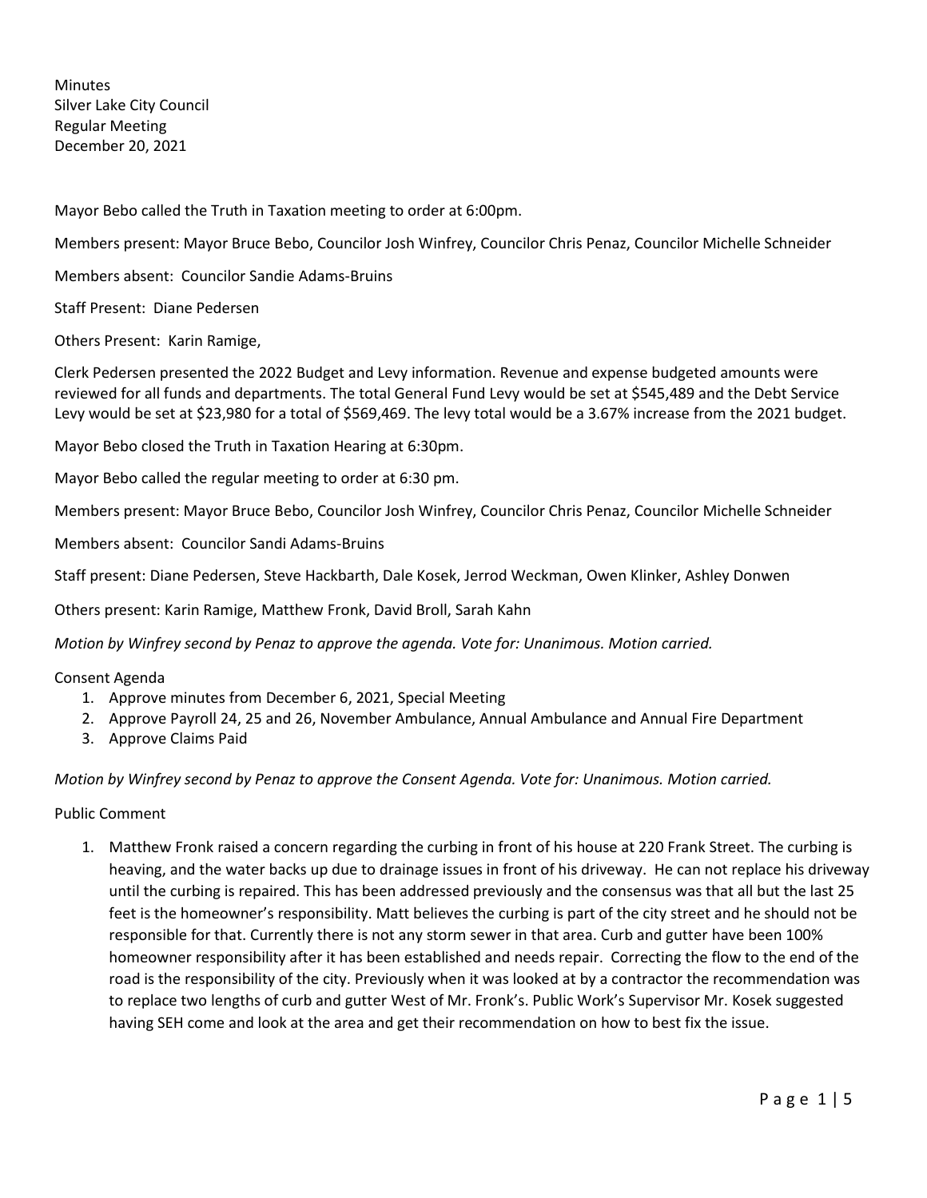Minutes
Silver Lake City Council
Regular Meeting
December 20, 2021

Mayor Bebo called the Truth in Taxation meeting to order at 6:00pm.

Members present: Mayor Bruce Bebo, Councilor Josh Winfrey, Councilor Chris Penaz, Councilor Michelle Schneider

Members absent: Councilor Sandie Adams-Bruins

Staff Present: Diane Pedersen

Others Present: Karin Ramige,

Clerk Pedersen presented the 2022 Budget and Levy information. Revenue and expense budgeted amounts were reviewed for all funds and departments. The total General Fund Levy would be set at $545,489 and the Debt Service Levy would be set at $23,980 for a total of $569,469. The levy total would be a 3.67% increase from the 2021 budget.

Mayor Bebo closed the Truth in Taxation Hearing at 6:30pm.

Mayor Bebo called the regular meeting to order at 6:30 pm.

Members present: Mayor Bruce Bebo, Councilor Josh Winfrey, Councilor Chris Penaz, Councilor Michelle Schneider

Members absent: Councilor Sandi Adams-Bruins

Staff present: Diane Pedersen, Steve Hackbarth, Dale Kosek, Jerrod Weckman, Owen Klinker, Ashley Donwen

Others present: Karin Ramige, Matthew Fronk, David Broll, Sarah Kahn

*Motion by Winfrey second by Penaz to approve the agenda. Vote for: Unanimous. Motion carried.*

Consent Agenda

1. Approve minutes from December 6, 2021, Special Meeting
2. Approve Payroll 24, 25 and 26, November Ambulance, Annual Ambulance and Annual Fire Department
3. Approve Claims Paid

*Motion by Winfrey second by Penaz to approve the Consent Agenda. Vote for: Unanimous. Motion carried.*

Public Comment

1. Matthew Fronk raised a concern regarding the curbing in front of his house at 220 Frank Street. The curbing is heaving, and the water backs up due to drainage issues in front of his driveway. He can not replace his driveway until the curbing is repaired. This has been addressed previously and the consensus was that all but the last 25 feet is the homeowner's responsibility. Matt believes the curbing is part of the city street and he should not be responsible for that. Currently there is not any storm sewer in that area. Curb and gutter have been 100% homeowner responsibility after it has been established and needs repair. Correcting the flow to the end of the road is the responsibility of the city. Previously when it was looked at by a contractor the recommendation was to replace two lengths of curb and gutter West of Mr. Fronk's. Public Work's Supervisor Mr. Kosek suggested having SEH come and look at the area and get their recommendation on how to best fix the issue.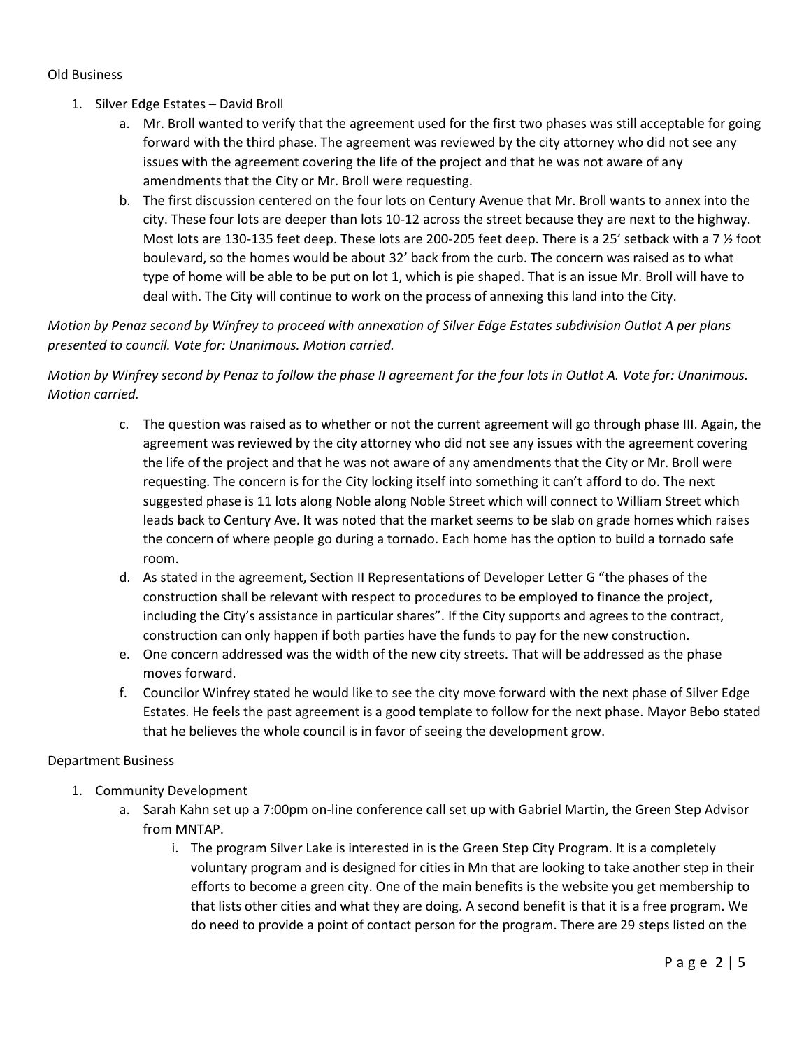Old Business

1. Silver Edge Estates – David Broll
    a. Mr. Broll wanted to verify that the agreement used for the first two phases was still acceptable for going forward with the third phase. The agreement was reviewed by the city attorney who did not see any issues with the agreement covering the life of the project and that he was not aware of any amendments that the City or Mr. Broll were requesting.
    b. The first discussion centered on the four lots on Century Avenue that Mr. Broll wants to annex into the city. These four lots are deeper than lots 10-12 across the street because they are next to the highway. Most lots are 130-135 feet deep. These lots are 200-205 feet deep. There is a 25' setback with a 7 ½ foot boulevard, so the homes would be about 32' back from the curb. The concern was raised as to what type of home will be able to be put on lot 1, which is pie shaped. That is an issue Mr. Broll will have to deal with. The City will continue to work on the process of annexing this land into the City.

*Motion by Penaz second by Winfrey to proceed with annexation of Silver Edge Estates subdivision Outlot A per plans presented to council. Vote for: Unanimous. Motion carried.*

*Motion by Winfrey second by Penaz to follow the phase II agreement for the four lots in Outlot A. Vote for: Unanimous. Motion carried.*

   c. The question was raised as to whether or not the current agreement will go through phase III. Again, the agreement was reviewed by the city attorney who did not see any issues with the agreement covering the life of the project and that he was not aware of any amendments that the City or Mr. Broll were requesting. The concern is for the City locking itself into something it can't afford to do. The next suggested phase is 11 lots along Noble along Noble Street which will connect to William Street which leads back to Century Ave. It was noted that the market seems to be slab on grade homes which raises the concern of where people go during a tornado. Each home has the option to build a tornado safe room.
   d. As stated in the agreement, Section II Representations of Developer Letter G "the phases of the construction shall be relevant with respect to procedures to be employed to finance the project, including the City's assistance in particular shares". If the City supports and agrees to the contract, construction can only happen if both parties have the funds to pay for the new construction.
   e. One concern addressed was the width of the new city streets. That will be addressed as the phase moves forward.
   f. Councilor Winfrey stated he would like to see the city move forward with the next phase of Silver Edge Estates. He feels the past agreement is a good template to follow for the next phase. Mayor Bebo stated that he believes the whole council is in favor of seeing the development grow.

Department Business

1. Community Development
    a. Sarah Kahn set up a 7:00pm on-line conference call set up with Gabriel Martin, the Green Step Advisor from MNTAP.
        i. The program Silver Lake is interested in is the Green Step City Program. It is a completely voluntary program and is designed for cities in Mn that are looking to take another step in their efforts to become a green city. One of the main benefits is the website you get membership to that lists other cities and what they are doing. A second benefit is that it is a free program. We do need to provide a point of contact person for the program. There are 29 steps listed on the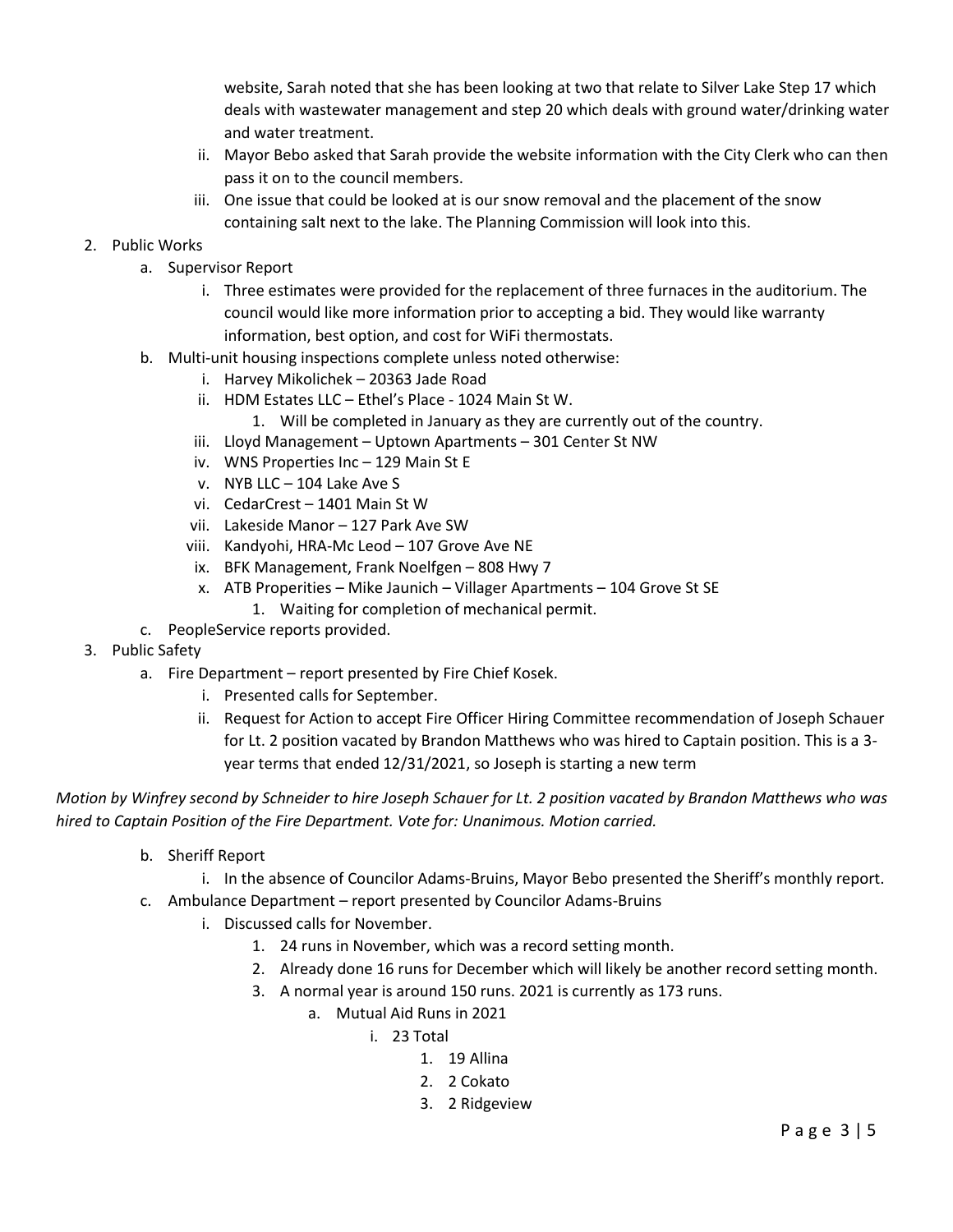website, Sarah noted that she has been looking at two that relate to Silver Lake Step 17 which deals with wastewater management and step 20 which deals with ground water/drinking water and water treatment.

   ii. Mayor Bebo asked that Sarah provide the website information with the City Clerk who can then pass it on to the council members.
   iii. One issue that could be looked at is our snow removal and the placement of the snow containing salt next to the lake. The Planning Commission will look into this.

2. Public Works
   a. Supervisor Report
      i. Three estimates were provided for the replacement of three furnaces in the auditorium. The council would like more information prior to accepting a bid. They would like warranty information, best option, and cost for WiFi thermostats.
   b. Multi-unit housing inspections complete unless noted otherwise:
      i. Harvey Mikolichek – 20363 Jade Road
      ii. HDM Estates LLC – Ethel's Place - 1024 Main St W.
         1. Will be completed in January as they are currently out of the country.
      iii. Lloyd Management – Uptown Apartments – 301 Center St NW
      iv. WNS Properties Inc – 129 Main St E
      v. NYB LLC – 104 Lake Ave S
      vi. CedarCrest – 1401 Main St W
      vii. Lakeside Manor – 127 Park Ave SW
      viii. Kandyohi, HRA-Mc Leod – 107 Grove Ave NE
      ix. BFK Management, Frank Noelfgen – 808 Hwy 7
      x. ATB Properities – Mike Jaunich – Villager Apartments – 104 Grove St SE
         1. Waiting for completion of mechanical permit.
   c. PeopleService reports provided.
3. Public Safety
   a. Fire Department – report presented by Fire Chief Kosek.
      i. Presented calls for September.
      ii. Request for Action to accept Fire Officer Hiring Committee recommendation of Joseph Schauer for Lt. 2 position vacated by Brandon Matthews who was hired to Captain position. This is a 3-year terms that ended 12/31/2021, so Joseph is starting a new term

*Motion by Winfrey second by Schneider to hire Joseph Schauer for Lt. 2 position vacated by Brandon Matthews who was hired to Captain Position of the Fire Department. Vote for: Unanimous. Motion carried.*

   b. Sheriff Report
      i. In the absence of Councilor Adams-Bruins, Mayor Bebo presented the Sheriff's monthly report.
   c. Ambulance Department – report presented by Councilor Adams-Bruins
      i. Discussed calls for November.
         1. 24 runs in November, which was a record setting month.
         2. Already done 16 runs for December which will likely be another record setting month.
         3. A normal year is around 150 runs. 2021 is currently as 173 runs.
            a. Mutual Aid Runs in 2021
               i. 23 Total
                  1. 19 Allina
                  2. 2 Cokato
                  3. 2 Ridgeview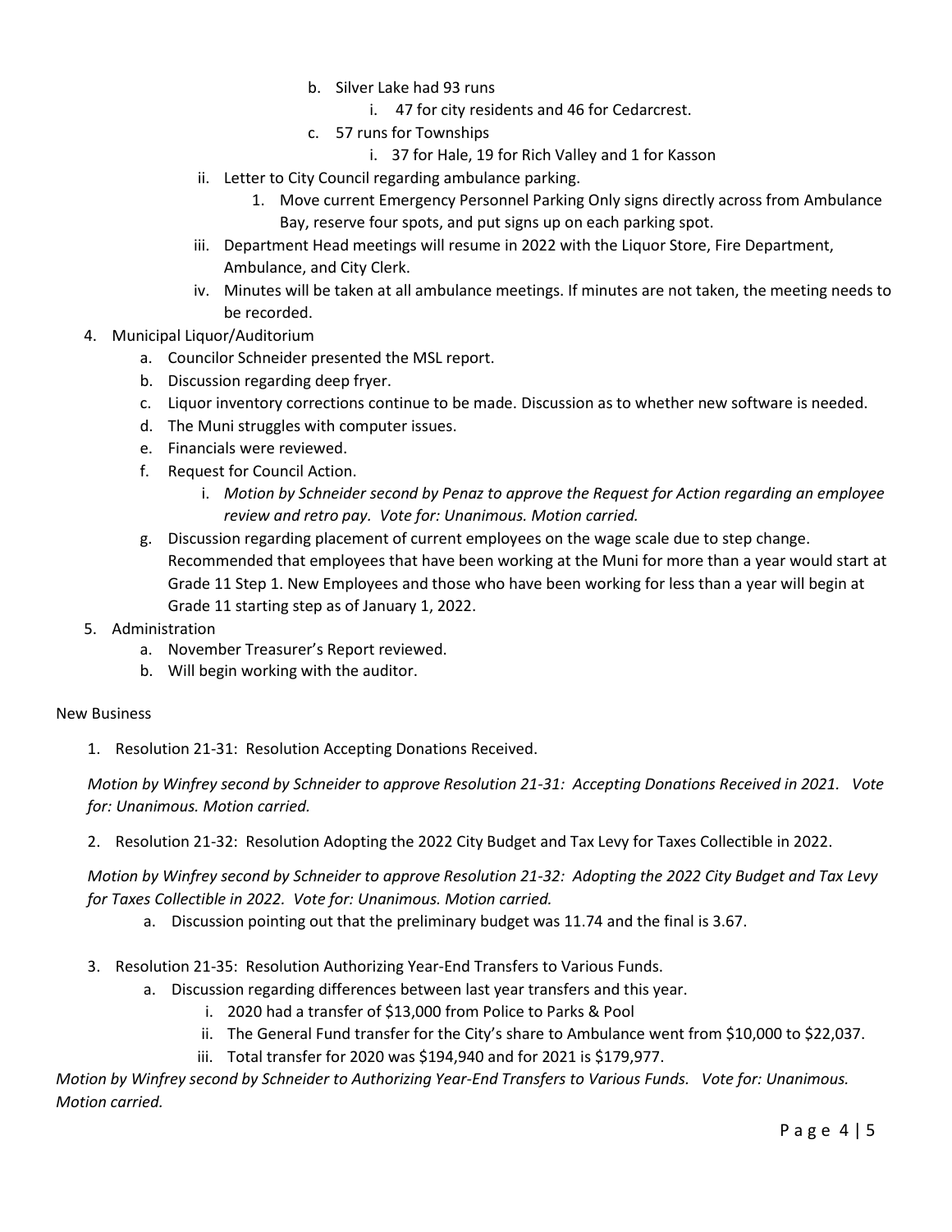b. Silver Lake had 93 runs
      i. 47 for city residents and 46 for Cedarcrest.
   c. 57 runs for Townships
      i. 37 for Hale, 19 for Rich Valley and 1 for Kasson

   ii. Letter to City Council regarding ambulance parking.
      1. Move current Emergency Personnel Parking Only signs directly across from Ambulance Bay, reserve four spots, and put signs up on each parking spot.

   iii. Department Head meetings will resume in 2022 with the Liquor Store, Fire Department, Ambulance, and City Clerk.

   iv. Minutes will be taken at all ambulance meetings. If minutes are not taken, the meeting needs to be recorded.

4. Municipal Liquor/Auditorium
   a. Councilor Schneider presented the MSL report.
   b. Discussion regarding deep fryer.
   c. Liquor inventory corrections continue to be made. Discussion as to whether new software is needed.
   d. The Muni struggles with computer issues.
   e. Financials were reviewed.
   f. Request for Council Action.
      i. *Motion by Schneider second by Penaz to approve the Request for Action regarding an employee review and retro pay. Vote for: Unanimous. Motion carried.*
   g. Discussion regarding placement of current employees on the wage scale due to step change. Recommended that employees that have been working at the Muni for more than a year would start at Grade 11 Step 1. New Employees and those who have been working for less than a year will begin at Grade 11 starting step as of January 1, 2022.

5. Administration
   a. November Treasurer's Report reviewed.
   b. Will begin working with the auditor.

New Business

1. Resolution 21-31: Resolution Accepting Donations Received.

   *Motion by Winfrey second by Schneider to approve Resolution 21-31: Accepting Donations Received in 2021. Vote for: Unanimous. Motion carried.*

2. Resolution 21-32: Resolution Adopting the 2022 City Budget and Tax Levy for Taxes Collectible in 2022.

   *Motion by Winfrey second by Schneider to approve Resolution 21-32: Adopting the 2022 City Budget and Tax Levy for Taxes Collectible in 2022. Vote for: Unanimous. Motion carried.*

   a. Discussion pointing out that the preliminary budget was 11.74 and the final is 3.67.

3. Resolution 21-35: Resolution Authorizing Year-End Transfers to Various Funds.
   a. Discussion regarding differences between last year transfers and this year.
      i. 2020 had a transfer of $13,000 from Police to Parks & Pool
      ii. The General Fund transfer for the City's share to Ambulance went from $10,000 to $22,037.
      iii. Total transfer for 2020 was $194,940 and for 2021 is $179,977.

*Motion by Winfrey second by Schneider to Authorizing Year-End Transfers to Various Funds. Vote for: Unanimous. Motion carried.*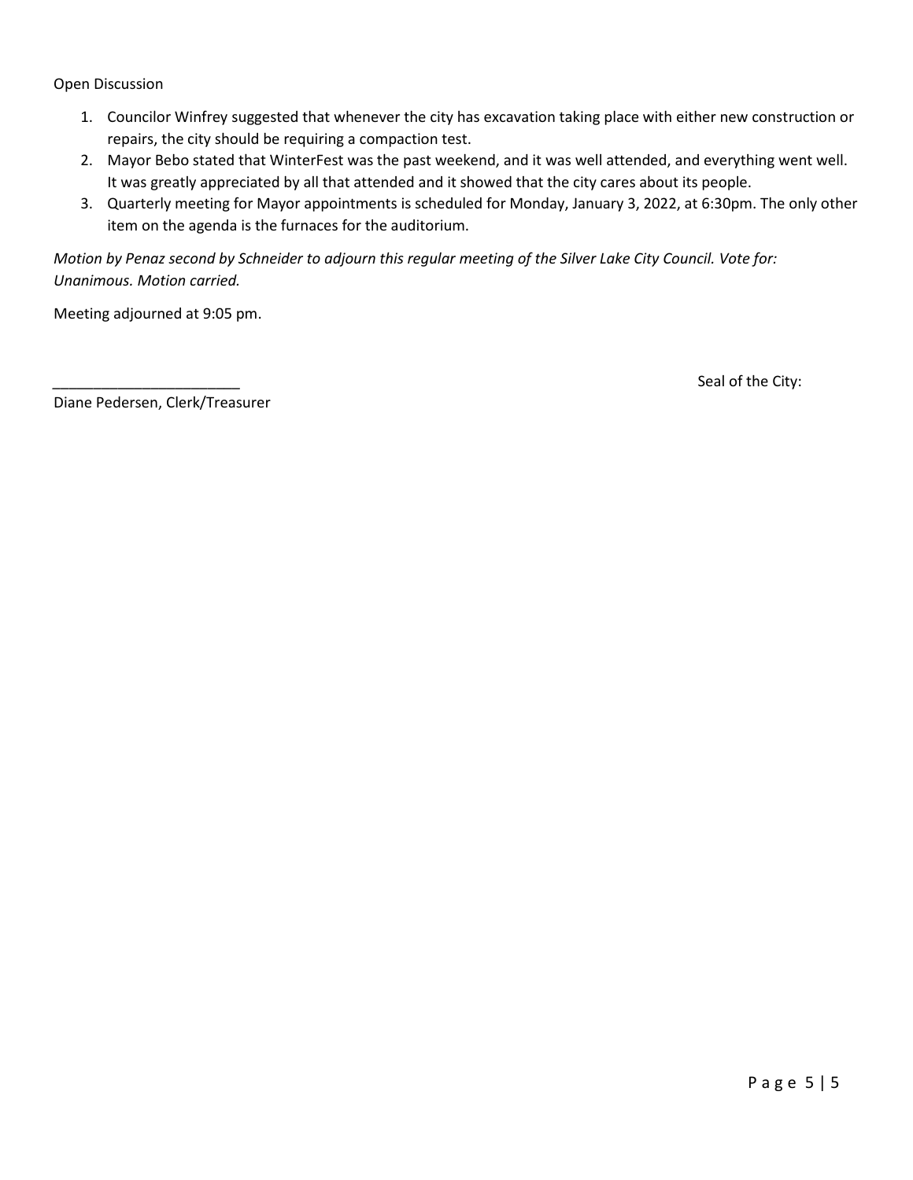Open Discussion

1. Councilor Winfrey suggested that whenever the city has excavation taking place with either new construction or repairs, the city should be requiring a compaction test.
2. Mayor Bebo stated that WinterFest was the past weekend, and it was well attended, and everything went well. It was greatly appreciated by all that attended and it showed that the city cares about its people.
3. Quarterly meeting for Mayor appointments is scheduled for Monday, January 3, 2022, at 6:30pm. The only other item on the agenda is the furnaces for the auditorium.

*Motion by Penaz second by Schneider to adjourn this regular meeting of the Silver Lake City Council. Vote for: Unanimous. Motion carried.*

Meeting adjourned at 9:05 pm.

_______________________

Diane Pedersen, Clerk/Treasurer

Seal of the City: